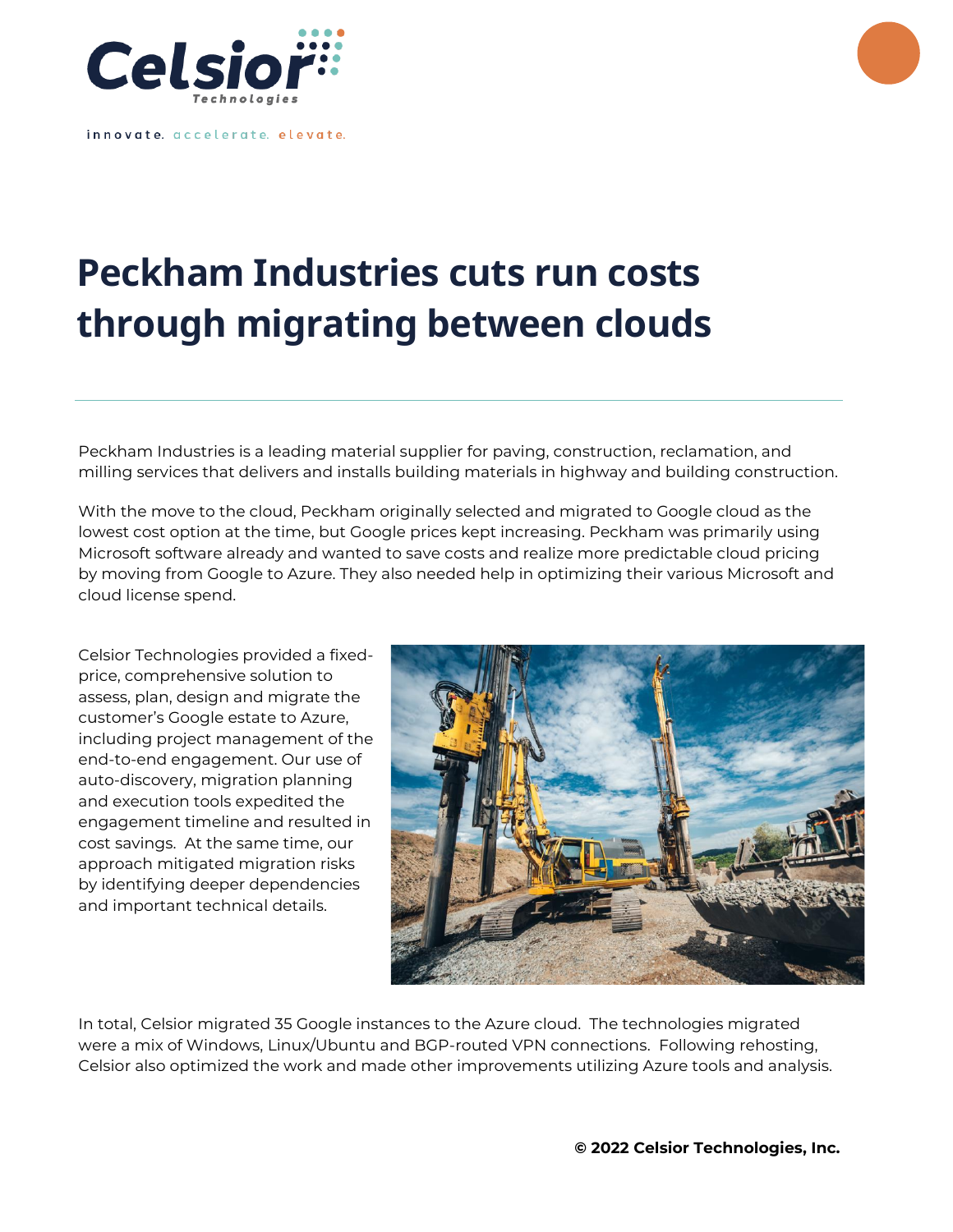Celsior Technologies

innovate. accelerate. elevate.

# Peckham Industries cuts run costs through migrating between clouds

---

Peckham Industries is a leading material supplier for paving, construction, reclamation, and milling services that delivers and installs building materials in highway and building construction.

With the move to the cloud, Peckham originally selected and migrated to Google cloud as the lowest cost option at the time, but Google prices kept increasing. Peckham was primarily using Microsoft software already and wanted to save costs and realize more predictable cloud pricing by moving from Google to Azure. They also needed help in optimizing their various Microsoft and cloud license spend.

Celsior Technologies provided a fixed-price, comprehensive solution to assess, plan, design and migrate the customer's Google estate to Azure, including project management of the end-to-end engagement. Our use of auto-discovery, migration planning and execution tools expedited the engagement timeline and resulted in cost savings. At the same time, our approach mitigated migration risks by identifying deeper dependencies and important technical details.

In total, Celsior migrated 35 Google instances to the Azure cloud. The technologies migrated were a mix of Windows, Linux/Ubuntu and BGP-routed VPN connections. Following rehosting, Celsior also optimized the work and made other improvements utilizing Azure tools and analysis.

**© 2022 Celsior Technologies, Inc.**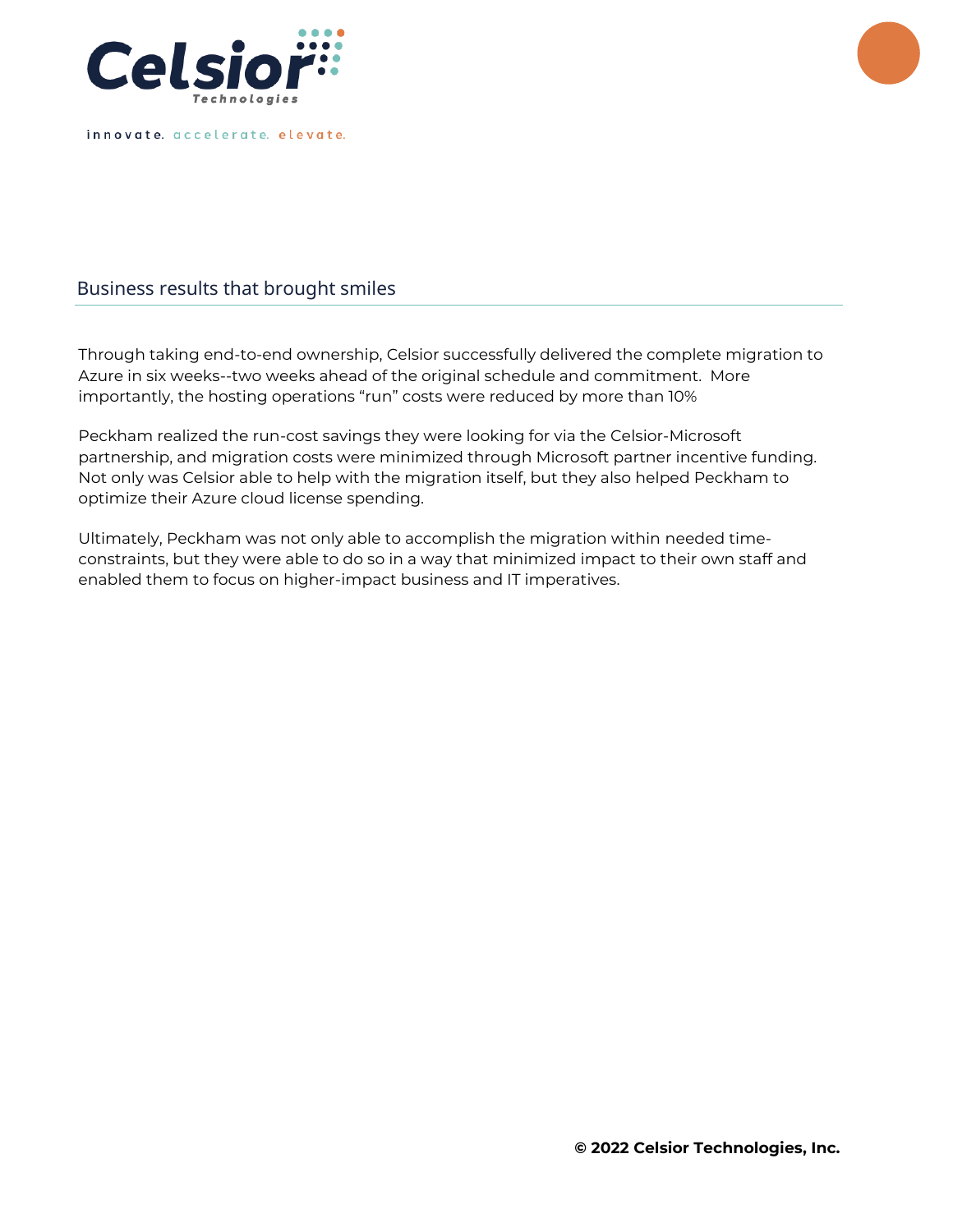## Business results that brought smiles

Through taking end-to-end ownership, Celsior successfully delivered the complete migration to Azure in six weeks--two weeks ahead of the original schedule and commitment. More importantly, the hosting operations “run” costs were reduced by more than 10%

Peckham realized the run-cost savings they were looking for via the Celsior-Microsoft partnership, and migration costs were minimized through Microsoft partner incentive funding. Not only was Celsior able to help with the migration itself, but they also helped Peckham to optimize their Azure cloud license spending.

Ultimately, Peckham was not only able to accomplish the migration within needed time-constraints, but they were able to do so in a way that minimized impact to their own staff and enabled them to focus on higher-impact business and IT imperatives.